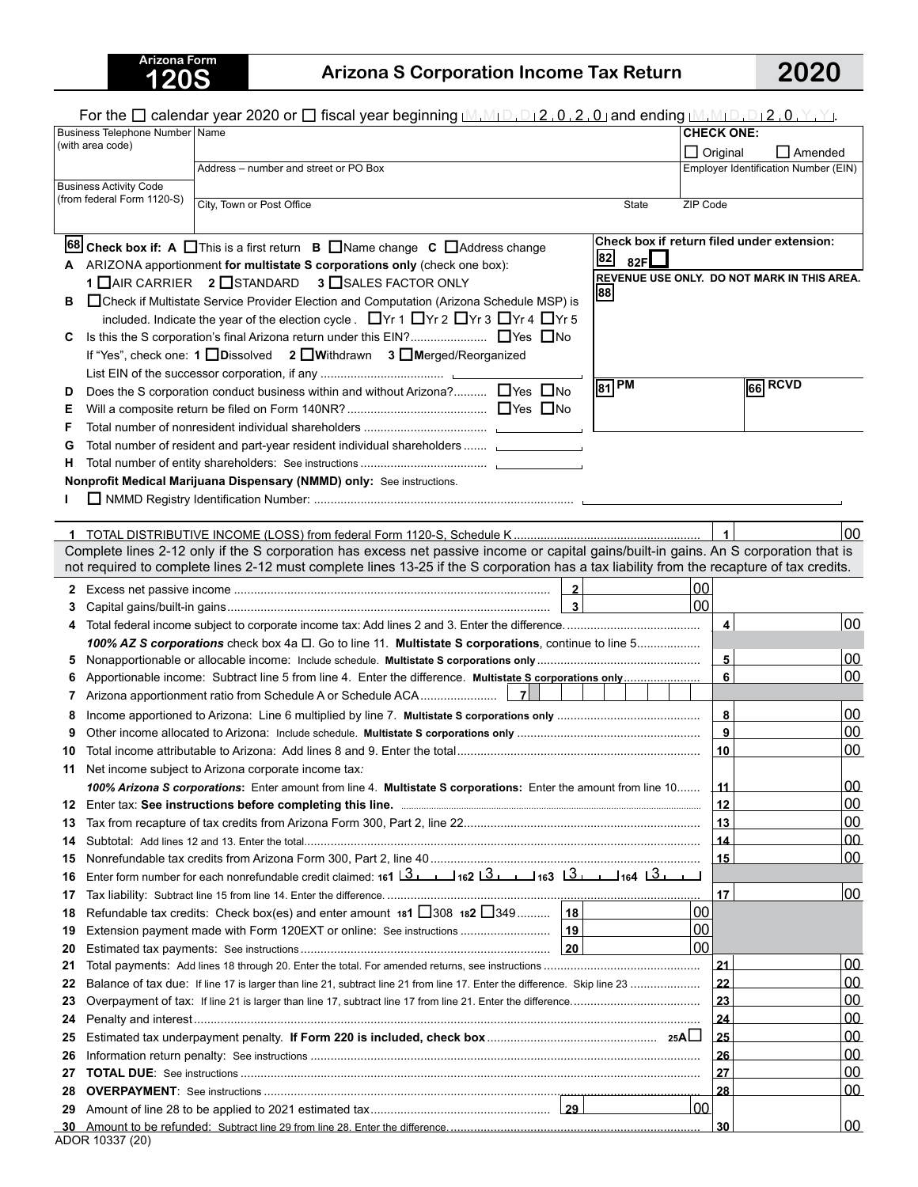Arizona Form
**120S**

# Arizona S Corporation Income Tax Return

# 2020

For the ☐ calendar year 2020 or ☐ fiscal year beginning M M D D 2 0 2 0 and ending M M D D 2 0 Y Y.

| Business Telephone Number (with area code) | Name | CHECK ONE: ☐ Original ☐ Amended |
|---|---|---|
| | Address – number and street or PO Box | Employer Identification Number (EIN) |
| Business Activity Code (from federal Form 1120-S) | City, Town or Post Office / State / ZIP Code | |

**68** **Check box if: A** ☐This is a first return **B** ☐Name change **C** ☐Address change

Check box if return filed under extension: **82** 82F☐

REVENUE USE ONLY. DO NOT MARK IN THIS AREA. **88**

**81** PM **66** RCVD

**A** ARIZONA apportionment **for multistate S corporations only** (check one box):
1 ☐AIR CARRIER 2 ☐STANDARD 3 ☐SALES FACTOR ONLY

**B** ☐Check if Multistate Service Provider Election and Computation (Arizona Schedule MSP) is included. Indicate the year of the election cycle. ☐Yr 1 ☐Yr 2 ☐Yr 3 ☐Yr 4 ☐Yr 5

**C** Is this the S corporation's final Arizona return under this EIN? ☐Yes ☐No
If "Yes", check one: **1** ☐**D**issolved **2** ☐**W**ithdrawn **3** ☐**M**erged/Reorganized
List EIN of the successor corporation, if any ____

**D** Does the S corporation conduct business within and without Arizona? ☐Yes ☐No

**E** Will a composite return be filed on Form 140NR? ☐Yes ☐No

**F** Total number of nonresident individual shareholders ____

**G** Total number of resident and part-year resident individual shareholders ____

**H** Total number of entity shareholders: See instructions ____

**Nonprofit Medical Marijuana Dispensary (NMMD) only:** See instructions.

**I** ☐ NMMD Registry Identification Number: ____

| | | | | |
|---|---|---|---|---|
| 1 | TOTAL DISTRIBUTIVE INCOME (LOSS) from federal Form 1120-S, Schedule K | | 1 | 00 |

Complete lines 2-12 only if the S corporation has excess net passive income or capital gains/built-in gains. An S corporation that is not required to complete lines 2-12 must complete lines 13-25 if the S corporation has a tax liability from the recapture of tax credits.

| | | | | |
|---|---|---|---|---|
| 2 | Excess net passive income | 2 ____ 00 | | |
| 3 | Capital gains/built-in gains | 3 ____ 00 | | |
| 4 | Total federal income subject to corporate income tax: Add lines 2 and 3. Enter the difference. | | 4 | 00 |
| | ***100% AZ S corporations*** check box 4a ☐. Go to line 11. **Multistate S corporations**, continue to line 5 | | | |
| 5 | Nonapportionable or allocable income: Include schedule. **Multistate S corporations only** | | 5 | 00 |
| 6 | Apportionable income: Subtract line 5 from line 4. Enter the difference. **Multistate S corporations only** | | 6 | 00 |
| 7 | Arizona apportionment ratio from Schedule A or Schedule ACA | 7 | | |
| 8 | Income apportioned to Arizona: Line 6 multiplied by line 7. **Multistate S corporations only** | | 8 | 00 |
| 9 | Other income allocated to Arizona: Include schedule. **Multistate S corporations only** | | 9 | 00 |
| 10 | Total income attributable to Arizona: Add lines 8 and 9. Enter the total | | 10 | 00 |
| 11 | Net income subject to Arizona corporate income tax: ***100% Arizona S corporations*:** Enter amount from line 4. **Multistate S corporations:** Enter the amount from line 10 | | 11 | 00 |
| 12 | Enter tax: **See instructions before completing this line.** | | 12 | 00 |
| 13 | Tax from recapture of tax credits from Arizona Form 300, Part 2, line 22 | | 13 | 00 |
| 14 | Subtotal: Add lines 12 and 13. Enter the total | | 14 | 00 |
| 15 | Nonrefundable tax credits from Arizona Form 300, Part 2, line 40 | | 15 | 00 |
| 16 | Enter form number for each nonrefundable credit claimed: 161 3__ 162 3__ 163 3__ 164 3__ | | | |
| 17 | Tax liability: Subtract line 15 from line 14. Enter the difference. | | 17 | 00 |
| 18 | Refundable tax credits: Check box(es) and enter amount 181 ☐308 182 ☐349 | 18 ____ 00 | | |
| 19 | Extension payment made with Form 120EXT or online: See instructions | 19 ____ 00 | | |
| 20 | Estimated tax payments: See instructions | 20 ____ 00 | | |
| 21 | Total payments: Add lines 18 through 20. Enter the total. For amended returns, see instructions | | 21 | 00 |
| 22 | Balance of tax due: If line 17 is larger than line 21, subtract line 21 from line 17. Enter the difference. Skip line 23 | | 22 | 00 |
| 23 | Overpayment of tax: If line 21 is larger than line 17, subtract line 17 from line 21. Enter the difference. | | 23 | 00 |
| 24 | Penalty and interest | | 24 | 00 |
| 25 | Estimated tax underpayment penalty. **If Form 220 is included, check box** 25A☐ | | 25 | 00 |
| 26 | Information return penalty: See instructions | | 26 | 00 |
| 27 | **TOTAL DUE**: See instructions | | 27 | 00 |
| 28 | **OVERPAYMENT**: See instructions | | 28 | 00 |
| 29 | Amount of line 28 to be applied to 2021 estimated tax | 29 ____ 00 | | |
| 30 | Amount to be refunded: Subtract line 29 from line 28. Enter the difference. | | 30 | 00 |

ADOR 10337 (20)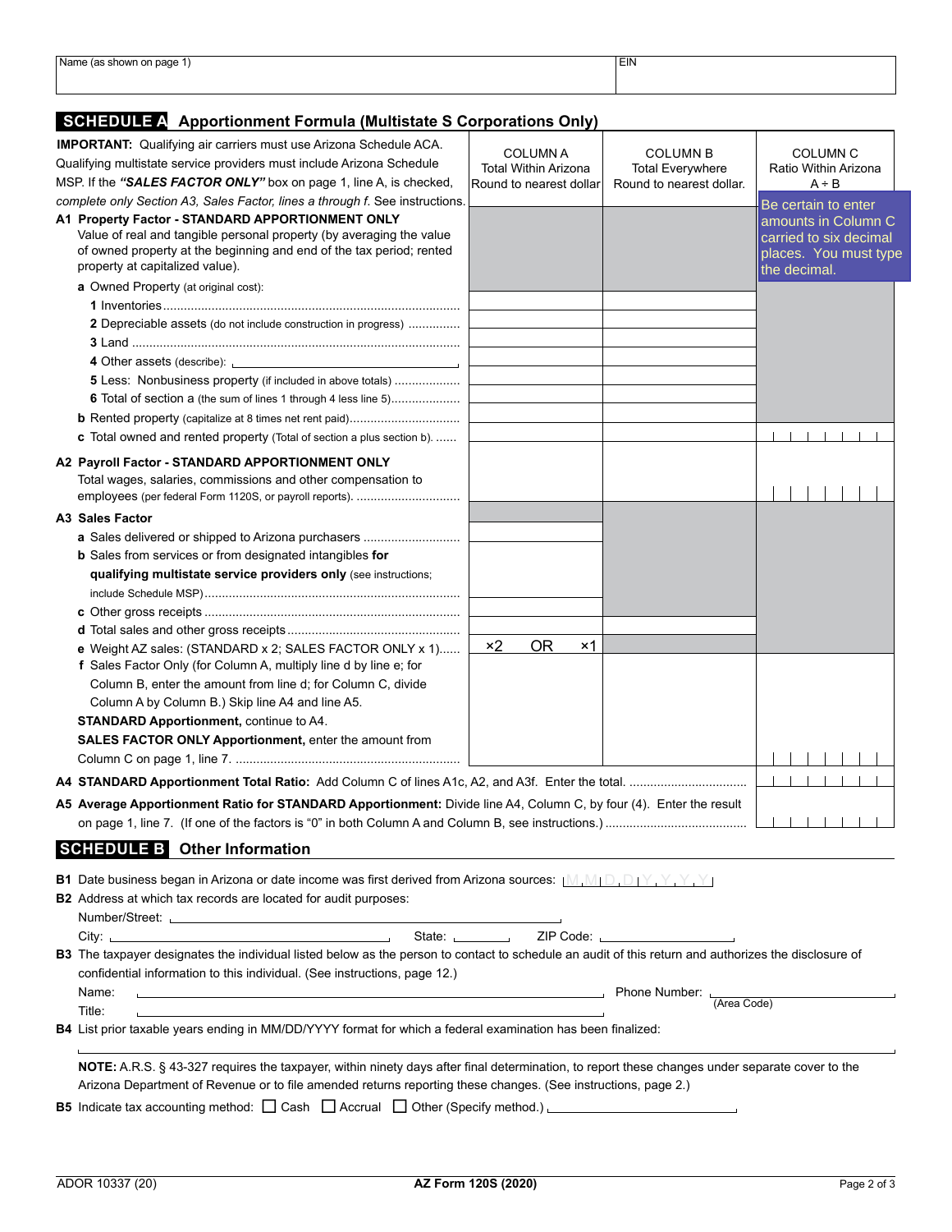| Name (as shown on page 1) | EIN |
|---|---|
| | |

## SCHEDULE A Apportionment Formula (Multistate S Corporations Only)

**IMPORTANT:** Qualifying air carriers must use Arizona Schedule ACA. Qualifying multistate service providers must include Arizona Schedule MSP. If the ***"SALES FACTOR ONLY"*** box on page 1, line A, is checked, *complete only Section A3, Sales Factor, lines a through f.* See instructions.

| | COLUMN A Total Within Arizona Round to nearest dollar | COLUMN B Total Everywhere Round to nearest dollar. | COLUMN C Ratio Within Arizona A ÷ B |
|---|---|---|---|
| | | | Be certain to enter amounts in Column C carried to six decimal places. You must type the decimal. |
| **A1 Property Factor - STANDARD APPORTIONMENT ONLY** Value of real and tangible personal property (by averaging the value of owned property at the beginning and end of the tax period; rented property at capitalized value). | | | |
| **a** Owned Property (at original cost): | | | |
| **1** Inventories | | | |
| **2** Depreciable assets (do not include construction in progress) | | | |
| **3** Land | | | |
| **4** Other assets (describe): | | | |
| **5** Less: Nonbusiness property (if included in above totals) | | | |
| **6** Total of section a (the sum of lines 1 through 4 less line 5) | | | |
| **b** Rented property (capitalize at 8 times net rent paid) | | | |
| **c** Total owned and rented property (Total of section a plus section b). | | | |
| **A2 Payroll Factor - STANDARD APPORTIONMENT ONLY** Total wages, salaries, commissions and other compensation to employees (per federal Form 1120S, or payroll reports). | | | |
| **A3 Sales Factor** | | | |
| **a** Sales delivered or shipped to Arizona purchasers | | | |
| **b** Sales from services or from designated intangibles **for qualifying multistate service providers only** (see instructions; include Schedule MSP) | | | |
| **c** Other gross receipts | | | |
| **d** Total sales and other gross receipts | | | |
| **e** Weight AZ sales: (STANDARD x 2; SALES FACTOR ONLY x 1) | ×2 OR ×1 | | |
| **f** Sales Factor Only (for Column A, multiply line d by line e; for Column B, enter the amount from line d; for Column C, divide Column A by Column B.) Skip line A4 and line A5. **STANDARD Apportionment,** continue to A4. **SALES FACTOR ONLY Apportionment,** enter the amount from Column C on page 1, line 7. | | | |
| **A4 STANDARD Apportionment Total Ratio:** Add Column C of lines A1c, A2, and A3f. Enter the total. | | | |
| **A5 Average Apportionment Ratio for STANDARD Apportionment:** Divide line A4, Column C, by four (4). Enter the result on page 1, line 7. (If one of the factors is "0" in both Column A and Column B, see instructions.) | | | |

## SCHEDULE B Other Information

**B1** Date business began in Arizona or date income was first derived from Arizona sources: M M D D Y Y Y Y

**B2** Address at which tax records are located for audit purposes:

Number/Street: ____

City: ____ State: ____ ZIP Code: ____

**B3** The taxpayer designates the individual listed below as the person to contact to schedule an audit of this return and authorizes the disclosure of confidential information to this individual. (See instructions, page 12.)

Name: ____ Phone Number: ____ (Area Code)

Title: ____

**B4** List prior taxable years ending in MM/DD/YYYY format for which a federal examination has been finalized:

____

**NOTE:** A.R.S. § 43-327 requires the taxpayer, within ninety days after final determination, to report these changes under separate cover to the Arizona Department of Revenue or to file amended returns reporting these changes. (See instructions, page 2.)

**B5** Indicate tax accounting method: ☐ Cash ☐ Accrual ☐ Other (Specify method.) ____

ADOR 10337 (20) **AZ Form 120S (2020)**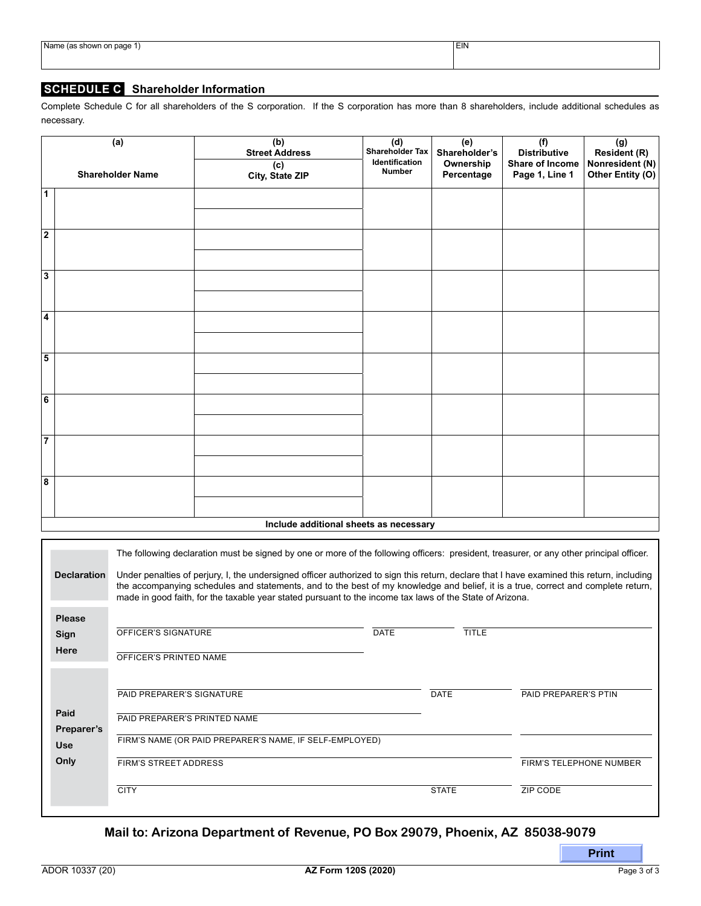| Name (as shown on page 1) | EIN |
|---|---|
| | |

## SCHEDULE C Shareholder Information

Complete Schedule C for all shareholders of the S corporation. If the S corporation has more than 8 shareholders, include additional schedules as necessary.

| | (a) Shareholder Name | (b) Street Address / (c) City, State ZIP | (d) Shareholder Tax Identification Number | (e) Shareholder's Ownership Percentage | (f) Distributive Share of Income Page 1, Line 1 | (g) Resident (R) Nonresident (N) Other Entity (O) |
|---|---|---|---|---|---|---|
| 1 | | | | | | |
| 2 | | | | | | |
| 3 | | | | | | |
| 4 | | | | | | |
| 5 | | | | | | |
| 6 | | | | | | |
| 7 | | | | | | |
| 8 | | | | | | |

**Include additional sheets as necessary**

**Declaration**

The following declaration must be signed by one or more of the following officers: president, treasurer, or any other principal officer.

Under penalties of perjury, I, the undersigned officer authorized to sign this return, declare that I have examined this return, including the accompanying schedules and statements, and to the best of my knowledge and belief, it is a true, correct and complete return, made in good faith, for the taxable year stated pursuant to the income tax laws of the State of Arizona.

**Please Sign Here**

OFFICER'S SIGNATURE  DATE  TITLE

OFFICER'S PRINTED NAME

**Paid Preparer's Use Only**

PAID PREPARER'S SIGNATURE  DATE  PAID PREPARER'S PTIN

PAID PREPARER'S PRINTED NAME

FIRM'S NAME (OR PAID PREPARER'S NAME, IF SELF-EMPLOYED)

FIRM'S STREET ADDRESS  FIRM'S TELEPHONE NUMBER

CITY  STATE  ZIP CODE

**Mail to: Arizona Department of Revenue, PO Box 29079, Phoenix, AZ 85038-9079**

Print

ADOR 10337 (20)  AZ Form 120S (2020)